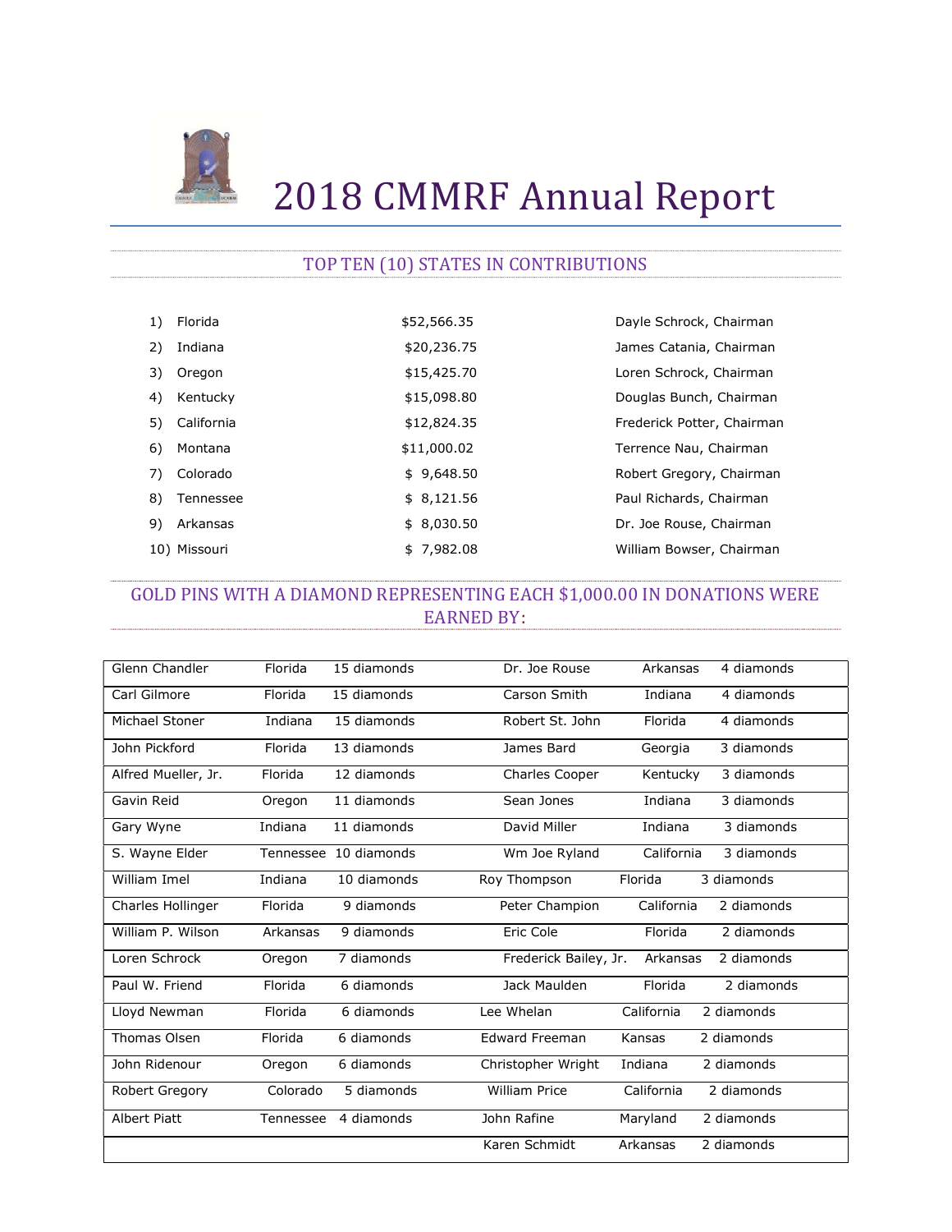# 2018 CMMRF Annual Report

## TOP TEN (10) STATES IN CONTRIBUTIONS

| | State | Contributions | Chairman |
|---|---|---|---|
| 1) | Florida | $52,566.35 | Dayle Schrock, Chairman |
| 2) | Indiana | $20,236.75 | James Catania, Chairman |
| 3) | Oregon | $15,425.70 | Loren Schrock, Chairman |
| 4) | Kentucky | $15,098.80 | Douglas Bunch, Chairman |
| 5) | California | $12,824.35 | Frederick Potter, Chairman |
| 6) | Montana | $11,000.02 | Terrence Nau, Chairman |
| 7) | Colorado | $ 9,648.50 | Robert Gregory, Chairman |
| 8) | Tennessee | $ 8,121.56 | Paul Richards, Chairman |
| 9) | Arkansas | $ 8,030.50 | Dr. Joe Rouse, Chairman |
| 10) | Missouri | $ 7,982.08 | William Bowser, Chairman |

## GOLD PINS WITH A DIAMOND REPRESENTING EACH $1,000.00 IN DONATIONS WERE EARNED BY:

| Name | State | Diamonds | Name | State | Diamonds |
|---|---|---|---|---|---|
| Glenn Chandler | Florida | 15 diamonds | Dr. Joe Rouse | Arkansas | 4 diamonds |
| Carl Gilmore | Florida | 15 diamonds | Carson Smith | Indiana | 4 diamonds |
| Michael Stoner | Indiana | 15 diamonds | Robert St. John | Florida | 4 diamonds |
| John Pickford | Florida | 13 diamonds | James Bard | Georgia | 3 diamonds |
| Alfred Mueller, Jr. | Florida | 12 diamonds | Charles Cooper | Kentucky | 3 diamonds |
| Gavin Reid | Oregon | 11 diamonds | Sean Jones | Indiana | 3 diamonds |
| Gary Wyne | Indiana | 11 diamonds | David Miller | Indiana | 3 diamonds |
| S. Wayne Elder | Tennessee | 10 diamonds | Wm Joe Ryland | California | 3 diamonds |
| William Imel | Indiana | 10 diamonds | Roy Thompson | Florida | 3 diamonds |
| Charles Hollinger | Florida | 9 diamonds | Peter Champion | California | 2 diamonds |
| William P. Wilson | Arkansas | 9 diamonds | Eric Cole | Florida | 2 diamonds |
| Loren Schrock | Oregon | 7 diamonds | Frederick Bailey, Jr. | Arkansas | 2 diamonds |
| Paul W. Friend | Florida | 6 diamonds | Jack Maulden | Florida | 2 diamonds |
| Lloyd Newman | Florida | 6 diamonds | Lee Whelan | California | 2 diamonds |
| Thomas Olsen | Florida | 6 diamonds | Edward Freeman | Kansas | 2 diamonds |
| John Ridenour | Oregon | 6 diamonds | Christopher Wright | Indiana | 2 diamonds |
| Robert Gregory | Colorado | 5 diamonds | William Price | California | 2 diamonds |
| Albert Piatt | Tennessee | 4 diamonds | John Rafine | Maryland | 2 diamonds |
| | | | Karen Schmidt | Arkansas | 2 diamonds |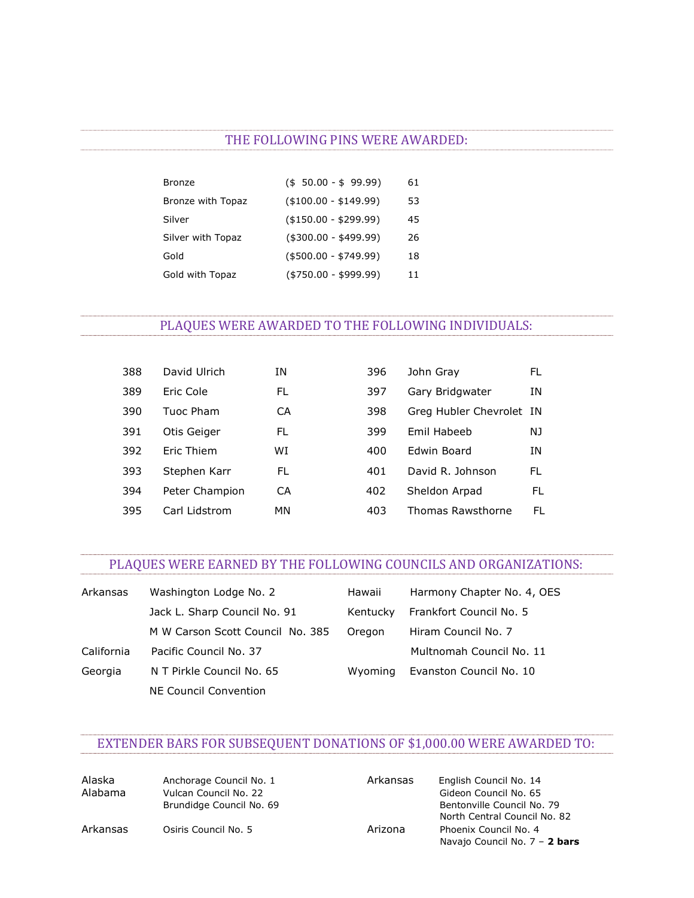## THE FOLLOWING PINS WERE AWARDED:

| | | |
|---|---|---|
| Bronze | ($ 50.00 - $ 99.99) | 61 |
| Bronze with Topaz | ($100.00 - $149.99) | 53 |
| Silver | ($150.00 - $299.99) | 45 |
| Silver with Topaz | ($300.00 - $499.99) | 26 |
| Gold | ($500.00 - $749.99) | 18 |
| Gold with Topaz | ($750.00 - $999.99) | 11 |

## PLAQUES WERE AWARDED TO THE FOLLOWING INDIVIDUALS:

| | | |
|---|---|---|
| 388 | David Ulrich | IN |
| 389 | Eric Cole | FL |
| 390 | Tuoc Pham | CA |
| 391 | Otis Geiger | FL |
| 392 | Eric Thiem | WI |
| 393 | Stephen Karr | FL |
| 394 | Peter Champion | CA |
| 395 | Carl Lidstrom | MN |
| 396 | John Gray | FL |
| 397 | Gary Bridgwater | IN |
| 398 | Greg Hubler Chevrolet | IN |
| 399 | Emil Habeeb | NJ |
| 400 | Edwin Board | IN |
| 401 | David R. Johnson | FL |
| 402 | Sheldon Arpad | FL |
| 403 | Thomas Rawsthorne | FL |

## PLAQUES WERE EARNED BY THE FOLLOWING COUNCILS AND ORGANIZATIONS:

| | |
|---|---|
| Arkansas | Washington Lodge No. 2 |
| | Jack L. Sharp Council No. 91 |
| | M W Carson Scott Council No. 385 |
| California | Pacific Council No. 37 |
| Georgia | N T Pirkle Council No. 65 |
| | NE Council Convention |
| Hawaii | Harmony Chapter No. 4, OES |
| Kentucky | Frankfort Council No. 5 |
| Oregon | Hiram Council No. 7 |
| | Multnomah Council No. 11 |
| Wyoming | Evanston Council No. 10 |

## EXTENDER BARS FOR SUBSEQUENT DONATIONS OF $1,000.00 WERE AWARDED TO:

| | |
|---|---|
| Alaska | Anchorage Council No. 1 |
| Alabama | Vulcan Council No. 22 |
| | Brundidge Council No. 69 |
| Arkansas | Osiris Council No. 5 |
| Arkansas | English Council No. 14 |
| | Gideon Council No. 65 |
| | Bentonville Council No. 79 |
| | North Central Council No. 82 |
| Arizona | Phoenix Council No. 4 |
| | Navajo Council No. 7 – **2 bars** |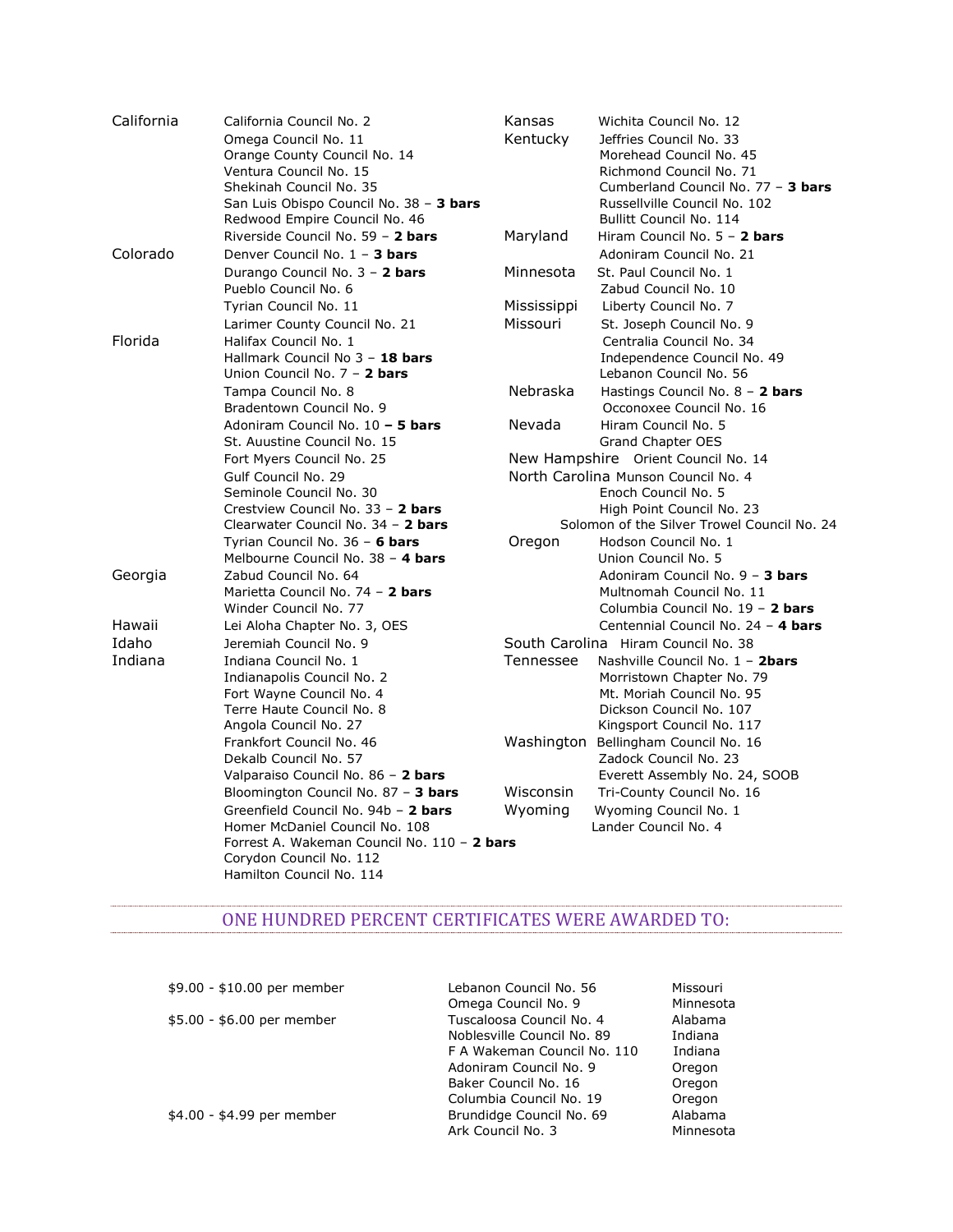| State | Council |
|---|---|
| California | California Council No. 2 |
| | Omega Council No. 11 |
| | Orange County Council No. 14 |
| | Ventura Council No. 15 |
| | Shekinah Council No. 35 |
| | San Luis Obispo Council No. 38 – **3 bars** |
| | Redwood Empire Council No. 46 |
| | Riverside Council No. 59 – **2 bars** |
| Colorado | Denver Council No. 1 – **3 bars** |
| | Durango Council No. 3 – **2 bars** |
| | Pueblo Council No. 6 |
| | Tyrian Council No. 11 |
| | Larimer County Council No. 21 |
| Florida | Halifax Council No. 1 |
| | Hallmark Council No 3 – **18 bars** |
| | Union Council No. 7 – **2 bars** |
| | Tampa Council No. 8 |
| | Bradentown Council No. 9 |
| | Adoniram Council No. 10 **– 5 bars** |
| | St. Auustine Council No. 15 |
| | Fort Myers Council No. 25 |
| | Gulf Council No. 29 |
| | Seminole Council No. 30 |
| | Crestview Council No. 33 – **2 bars** |
| | Clearwater Council No. 34 – **2 bars** |
| | Tyrian Council No. 36 – **6 bars** |
| | Melbourne Council No. 38 – **4 bars** |
| Georgia | Zabud Council No. 64 |
| | Marietta Council No. 74 – **2 bars** |
| | Winder Council No. 77 |
| Hawaii | Lei Aloha Chapter No. 3, OES |
| Idaho | Jeremiah Council No. 9 |
| Indiana | Indiana Council No. 1 |
| | Indianapolis Council No. 2 |
| | Fort Wayne Council No. 4 |
| | Terre Haute Council No. 8 |
| | Angola Council No. 27 |
| | Frankfort Council No. 46 |
| | Dekalb Council No. 57 |
| | Valparaiso Council No. 86 – **2 bars** |
| | Bloomington Council No. 87 – **3 bars** |
| | Greenfield Council No. 94b – **2 bars** |
| | Homer McDaniel Council No. 108 |
| | Forrest A. Wakeman Council No. 110 – **2 bars** |
| | Corydon Council No. 112 |
| | Hamilton Council No. 114 |
| Kansas | Wichita Council No. 12 |
| Kentucky | Jeffries Council No. 33 |
| | Morehead Council No. 45 |
| | Richmond Council No. 71 |
| | Cumberland Council No. 77 – **3 bars** |
| | Russellville Council No. 102 |
| | Bullitt Council No. 114 |
| Maryland | Hiram Council No. 5 – **2 bars** |
| | Adoniram Council No. 21 |
| Minnesota | St. Paul Council No. 1 |
| | Zabud Council No. 10 |
| Mississippi | Liberty Council No. 7 |
| Missouri | St. Joseph Council No. 9 |
| | Centralia Council No. 34 |
| | Independence Council No. 49 |
| | Lebanon Council No. 56 |
| Nebraska | Hastings Council No. 8 – **2 bars** |
| | Occonoxee Council No. 16 |
| Nevada | Hiram Council No. 5 |
| | Grand Chapter OES |
| New Hampshire | Orient Council No. 14 |
| North Carolina | Munson Council No. 4 |
| | Enoch Council No. 5 |
| | High Point Council No. 23 |
| | Solomon of the Silver Trowel Council No. 24 |
| Oregon | Hodson Council No. 1 |
| | Union Council No. 5 |
| | Adoniram Council No. 9 – **3 bars** |
| | Multnomah Council No. 11 |
| | Columbia Council No. 19 – **2 bars** |
| | Centennial Council No. 24 – **4 bars** |
| South Carolina | Hiram Council No. 38 |
| Tennessee | Nashville Council No. 1 – **2bars** |
| | Morristown Chapter No. 79 |
| | Mt. Moriah Council No. 95 |
| | Dickson Council No. 107 |
| | Kingsport Council No. 117 |
| Washington | Bellingham Council No. 16 |
| | Zadock Council No. 23 |
| | Everett Assembly No. 24, SOOB |
| Wisconsin | Tri-County Council No. 16 |
| Wyoming | Wyoming Council No. 1 |
| | Lander Council No. 4 |

## ONE HUNDRED PERCENT CERTIFICATES WERE AWARDED TO:

| Amount | Council | State |
|---|---|---|
| $9.00 - $10.00 per member | Lebanon Council No. 56 | Missouri |
| | Omega Council No. 9 | Minnesota |
| $5.00 - $6.00 per member | Tuscaloosa Council No. 4 | Alabama |
| | Noblesville Council No. 89 | Indiana |
| | F A Wakeman Council No. 110 | Indiana |
| | Adoniram Council No. 9 | Oregon |
| | Baker Council No. 16 | Oregon |
| | Columbia Council No. 19 | Oregon |
| $4.00 - $4.99 per member | Brundidge Council No. 69 | Alabama |
| | Ark Council No. 3 | Minnesota |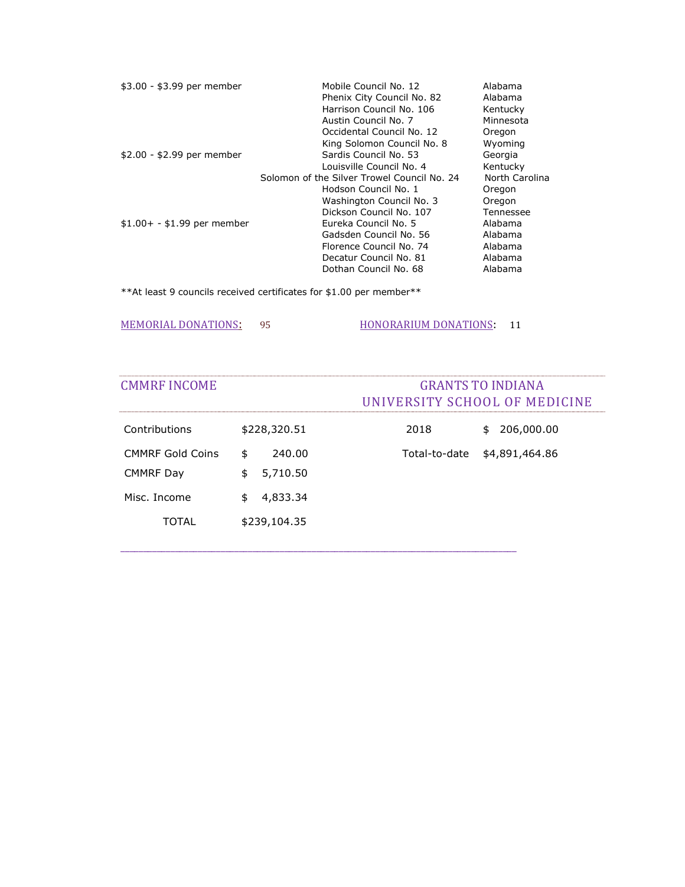| | | |
|---|---|---|
| $3.00 - $3.99 per member | Mobile Council No. 12 | Alabama |
| | Phenix City Council No. 82 | Alabama |
| | Harrison Council No. 106 | Kentucky |
| | Austin Council No. 7 | Minnesota |
| | Occidental Council No. 12 | Oregon |
| | King Solomon Council No. 8 | Wyoming |
| $2.00 - $2.99 per member | Sardis Council No. 53 | Georgia |
| | Louisville Council No. 4 | Kentucky |
| | Solomon of the Silver Trowel Council No. 24 | North Carolina |
| | Hodson Council No. 1 | Oregon |
| | Washington Council No. 3 | Oregon |
| | Dickson Council No. 107 | Tennessee |
| $1.00+ - $1.99 per member | Eureka Council No. 5 | Alabama |
| | Gadsden Council No. 56 | Alabama |
| | Florence Council No. 74 | Alabama |
| | Decatur Council No. 81 | Alabama |
| | Dothan Council No. 68 | Alabama |

**At least 9 councils received certificates for $1.00 per member**

MEMORIAL DONATIONS: 95

HONORARIUM DONATIONS: 11

## CMMRF INCOME

| | |
|---|---|
| Contributions | $228,320.51 |
| CMMRF Gold Coins | $ 240.00 |
| CMMRF Day | $ 5,710.50 |
| Misc. Income | $ 4,833.34 |
| TOTAL | $239,104.35 |

## GRANTS TO INDIANA UNIVERSITY SCHOOL OF MEDICINE

| | |
|---|---|
| 2018 | $ 206,000.00 |
| Total-to-date | $4,891,464.86 |